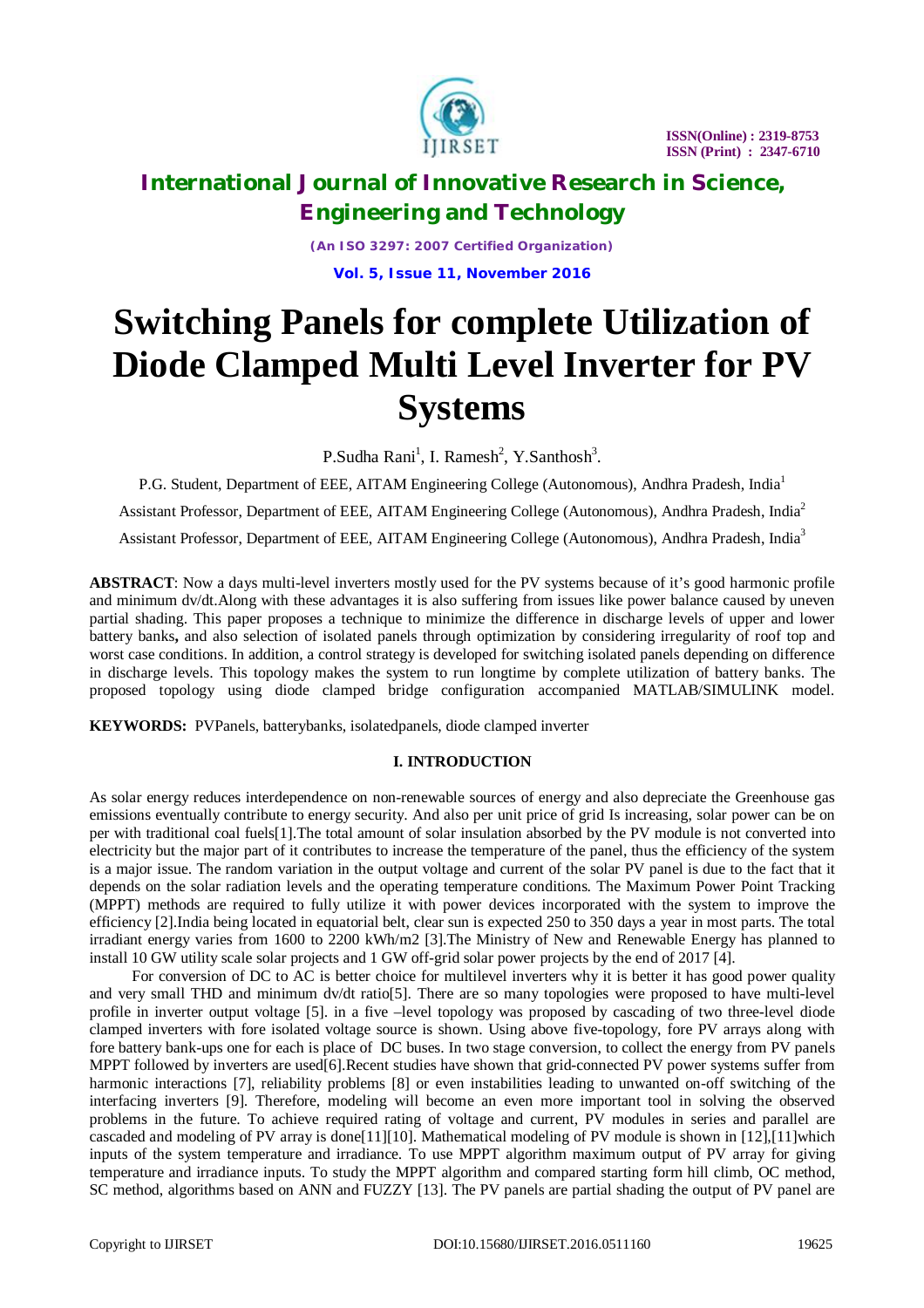# Switching Panels for complete Utilization of Diode Clamped Multi Level Inverter for PV Systems

P.Sudha Rani[1], I. Ramesh[2], Y.Santhosh[3].

P.G. Student, Department of EEE, AITAM Engineering College (Autonomous), Andhra Pradesh, India[1]

Assistant Professor, Department of EEE, AITAM Engineering College (Autonomous), Andhra Pradesh, India[2]

Assistant Professor, Department of EEE, AITAM Engineering College (Autonomous), Andhra Pradesh, India[3]

**ABSTRACT**: Now a days multi-level inverters mostly used for the PV systems because of it's good harmonic profile and minimum dv/dt.Along with these advantages it is also suffering from issues like power balance caused by uneven partial shading. This paper proposes a technique to minimize the difference in discharge levels of upper and lower battery banks**,** and also selection of isolated panels through optimization by considering irregularity of roof top and worst case conditions. In addition, a control strategy is developed for switching isolated panels depending on difference in discharge levels. This topology makes the system to run longtime by complete utilization of battery banks. The proposed topology using diode clamped bridge configuration accompanied MATLAB/SIMULINK model.

**KEYWORDS:** PVPanels, batterybanks, isolatedpanels, diode clamped inverter

## I. INTRODUCTION

As solar energy reduces interdependence on non-renewable sources of energy and also depreciate the Greenhouse gas emissions eventually contribute to energy security. And also per unit price of grid Is increasing, solar power can be on per with traditional coal fuels[1].The total amount of solar insulation absorbed by the PV module is not converted into electricity but the major part of it contributes to increase the temperature of the panel, thus the efficiency of the system is a major issue. The random variation in the output voltage and current of the solar PV panel is due to the fact that it depends on the solar radiation levels and the operating temperature conditions. The Maximum Power Point Tracking (MPPT) methods are required to fully utilize it with power devices incorporated with the system to improve the efficiency [2].India being located in equatorial belt, clear sun is expected 250 to 350 days a year in most parts. The total irradiant energy varies from 1600 to 2200 kWh/m2 [3].The Ministry of New and Renewable Energy has planned to install 10 GW utility scale solar projects and 1 GW off-grid solar power projects by the end of 2017 [4].

For conversion of DC to AC is better choice for multilevel inverters why it is better it has good power quality and very small THD and minimum dv/dt ratio[5]. There are so many topologies were proposed to have multi-level profile in inverter output voltage [5]. in a five –level topology was proposed by cascading of two three-level diode clamped inverters with fore isolated voltage source is shown. Using above five-topology, fore PV arrays along with fore battery bank-ups one for each is place of DC buses. In two stage conversion, to collect the energy from PV panels MPPT followed by inverters are used[6].Recent studies have shown that grid-connected PV power systems suffer from harmonic interactions [7], reliability problems [8] or even instabilities leading to unwanted on-off switching of the interfacing inverters [9]. Therefore, modeling will become an even more important tool in solving the observed problems in the future. To achieve required rating of voltage and current, PV modules in series and parallel are cascaded and modeling of PV array is done[11][10]. Mathematical modeling of PV module is shown in [12],[11]which inputs of the system temperature and irradiance. To use MPPT algorithm maximum output of PV array for giving temperature and irradiance inputs. To study the MPPT algorithm and compared starting form hill climb, OC method, SC method, algorithms based on ANN and FUZZY [13]. The PV panels are partial shading the output of PV panel are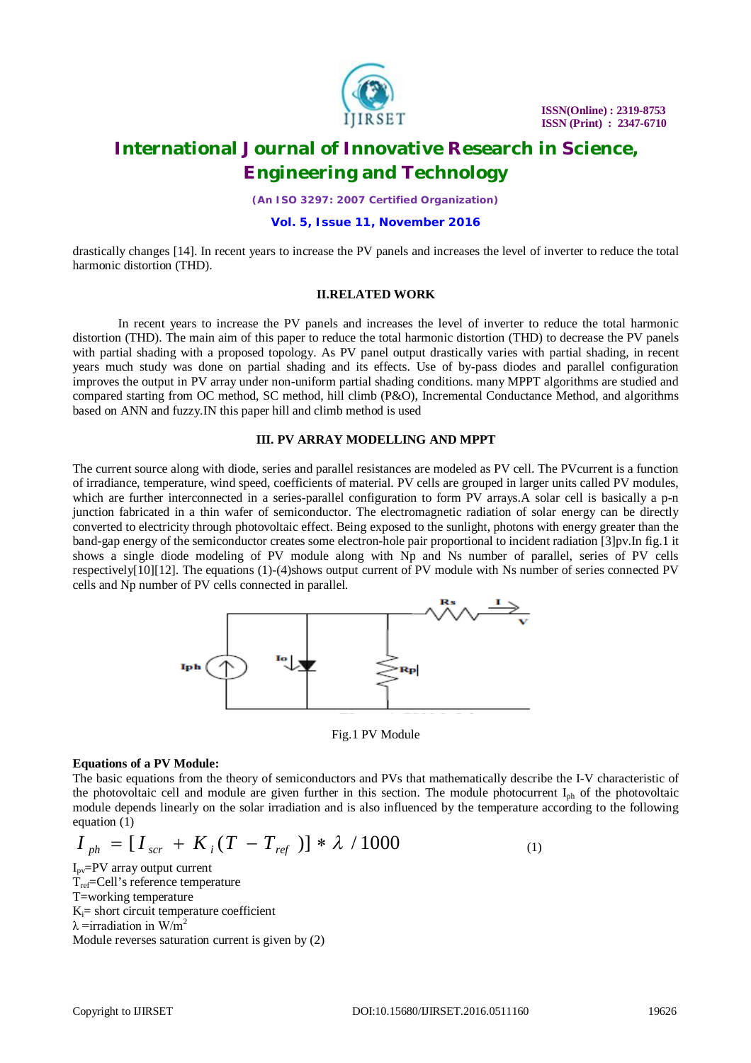drastically changes [14]. In recent years to increase the PV panels and increases the level of inverter to reduce the total harmonic distortion (THD).

## II.RELATED WORK

In recent years to increase the PV panels and increases the level of inverter to reduce the total harmonic distortion (THD). The main aim of this paper to reduce the total harmonic distortion (THD) to decrease the PV panels with partial shading with a proposed topology. As PV panel output drastically varies with partial shading, in recent years much study was done on partial shading and its effects. Use of by-pass diodes and parallel configuration improves the output in PV array under non-uniform partial shading conditions. many MPPT algorithms are studied and compared starting from OC method, SC method, hill climb (P&O), Incremental Conductance Method, and algorithms based on ANN and fuzzy.IN this paper hill and climb method is used

## III. PV ARRAY MODELLING AND MPPT

The current source along with diode, series and parallel resistances are modeled as PV cell. The PVcurrent is a function of irradiance, temperature, wind speed, coefficients of material. PV cells are grouped in larger units called PV modules, which are further interconnected in a series-parallel configuration to form PV arrays.A solar cell is basically a p-n junction fabricated in a thin wafer of semiconductor. The electromagnetic radiation of solar energy can be directly converted to electricity through photovoltaic effect. Being exposed to the sunlight, photons with energy greater than the band-gap energy of the semiconductor creates some electron-hole pair proportional to incident radiation [3]pv.In fig.1 it shows a single diode modeling of PV module along with Np and Ns number of parallel, series of PV cells respectively[10][12]. The equations (1)-(4)shows output current of PV module with Ns number of series connected PV cells and Np number of PV cells connected in parallel.

Fig.1 PV Module

**Equations of a PV Module:**

The basic equations from the theory of semiconductors and PVs that mathematically describe the I-V characteristic of the photovoltaic cell and module are given further in this section. The module photocurrent $I_{ph}$ of the photovoltaic module depends linearly on the solar irradiation and is also influenced by the temperature according to the following equation (1)

$$I_{ph} = [I_{scr} + K_i(T - T_{ref})] * \lambda / 1000 \qquad (1)$$

$I_{pv}$=PV array output current  
$T_{ref}$=Cell's reference temperature  
T=working temperature  
$K_i$= short circuit temperature coefficient  
$\lambda$ =irradiation in W/m$^2$  
Module reverses saturation current is given by (2)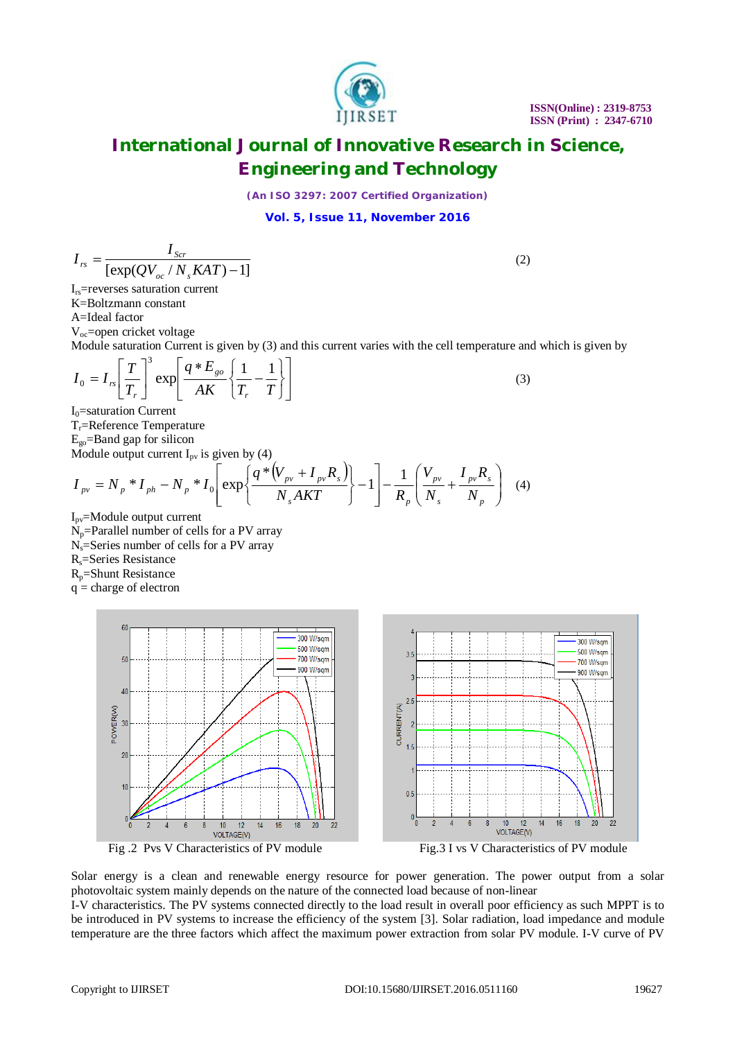$$I_{rs} = \frac{I_{Scr}}{[\exp(QV_{oc} / N_s KAT) - 1]} \quad (2)$$

$I_{rs}$=reverses saturation current
K=Boltzmann constant
A=Ideal factor
$V_{oc}$=open cricket voltage
Module saturation Current is given by (3) and this current varies with the cell temperature and which is given by

$$I_0 = I_{rs}\left[\frac{T}{T_r}\right]^3 \exp\left[\frac{q * E_{go}}{AK}\left\{\frac{1}{T_r} - \frac{1}{T}\right\}\right] \quad (3)$$

$I_0$=saturation Current
$T_r$=Reference Temperature
$E_{go}$=Band gap for silicon
Module output current $I_{pv}$ is given by (4)

$$I_{pv} = N_p * I_{ph} - N_p * I_0\left[\exp\left\{\frac{q * (V_{pv} + I_{pv} R_s)}{N_s AKT}\right\} - 1\right] - \frac{1}{R_p}\left(\frac{V_{pv}}{N_s} + \frac{I_{pv} R_s}{N_p}\right) \quad (4)$$

$I_{pv}$=Module output current
$N_p$=Parallel number of cells for a PV array
$N_s$=Series number of cells for a PV array
$R_s$=Series Resistance
$R_p$=Shunt Resistance
q = charge of electron

Fig .2 Pvs V Characteristics of PV module

Fig.3 I vs V Characteristics of PV module

Solar energy is a clean and renewable energy resource for power generation. The power output from a solar photovoltaic system mainly depends on the nature of the connected load because of non-linear
I-V characteristics. The PV systems connected directly to the load result in overall poor efficiency as such MPPT is to be introduced in PV systems to increase the efficiency of the system [3]. Solar radiation, load impedance and module temperature are the three factors which affect the maximum power extraction from solar PV module. I-V curve of PV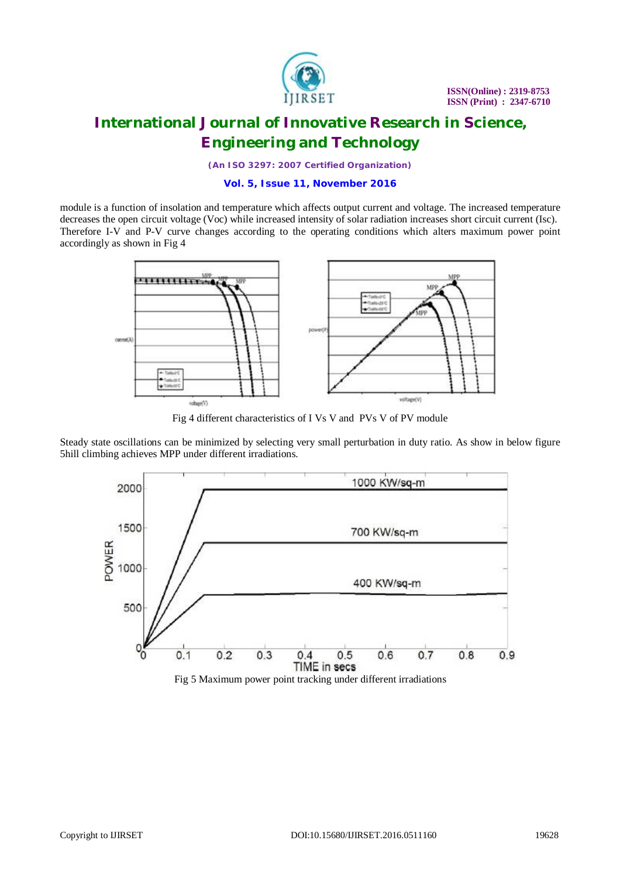module is a function of insolation and temperature which affects output current and voltage. The increased temperature decreases the open circuit voltage (Voc) while increased intensity of solar radiation increases short circuit current (Isc). Therefore I-V and P-V curve changes according to the operating conditions which alters maximum power point accordingly as shown in Fig 4

Fig 4 different characteristics of I Vs V and PVs V of PV module

Steady state oscillations can be minimized by selecting very small perturbation in duty ratio. As show in below figure 5hill climbing achieves MPP under different irradiations.

Fig 5 Maximum power point tracking under different irradiations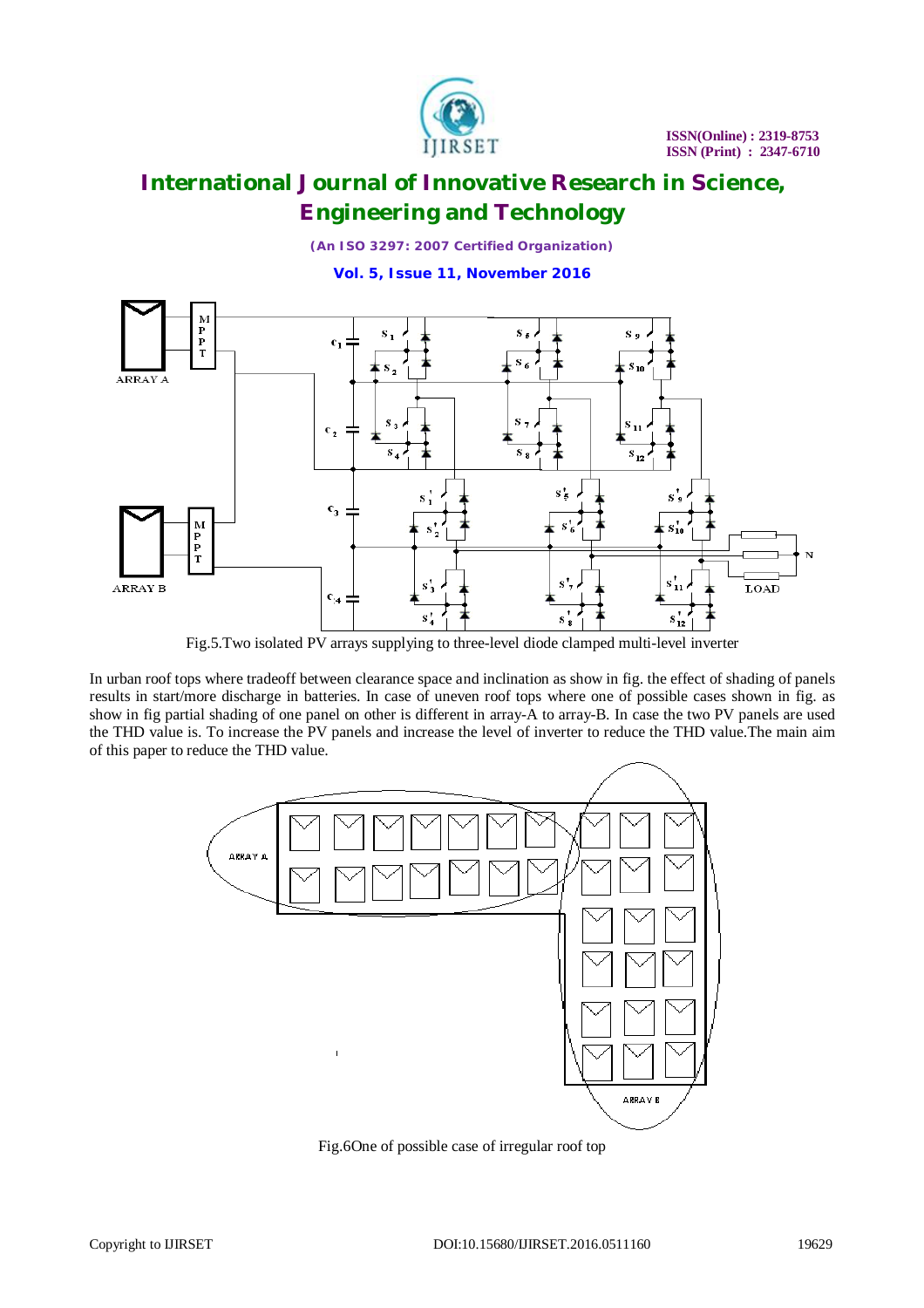Fig.5.Two isolated PV arrays supplying to three-level diode clamped multi-level inverter

In urban roof tops where tradeoff between clearance space and inclination as show in fig. the effect of shading of panels results in start/more discharge in batteries. In case of uneven roof tops where one of possible cases shown in fig. as show in fig partial shading of one panel on other is different in array-A to array-B. In case the two PV panels are used the THD value is. To increase the PV panels and increase the level of inverter to reduce the THD value.The main aim of this paper to reduce the THD value.

Fig.6One of possible case of irregular roof top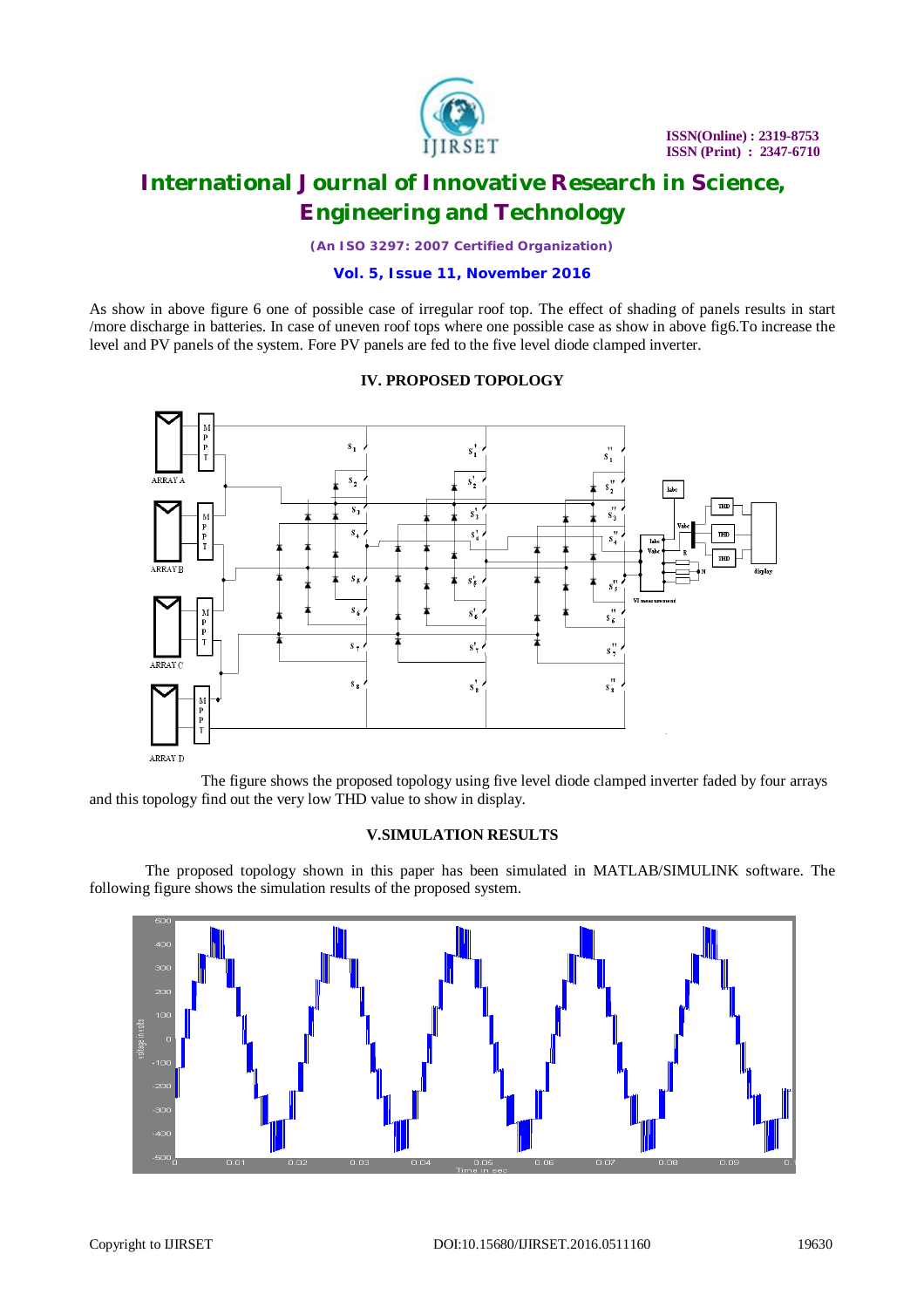As show in above figure 6 one of possible case of irregular roof top. The effect of shading of panels results in start /more discharge in batteries. In case of uneven roof tops where one possible case as show in above fig6.To increase the level and PV panels of the system. Fore PV panels are fed to the five level diode clamped inverter.

## IV. PROPOSED TOPOLOGY

The figure shows the proposed topology using five level diode clamped inverter faded by four arrays and this topology find out the very low THD value to show in display.

## V.SIMULATION RESULTS

The proposed topology shown in this paper has been simulated in MATLAB/SIMULINK software. The following figure shows the simulation results of the proposed system.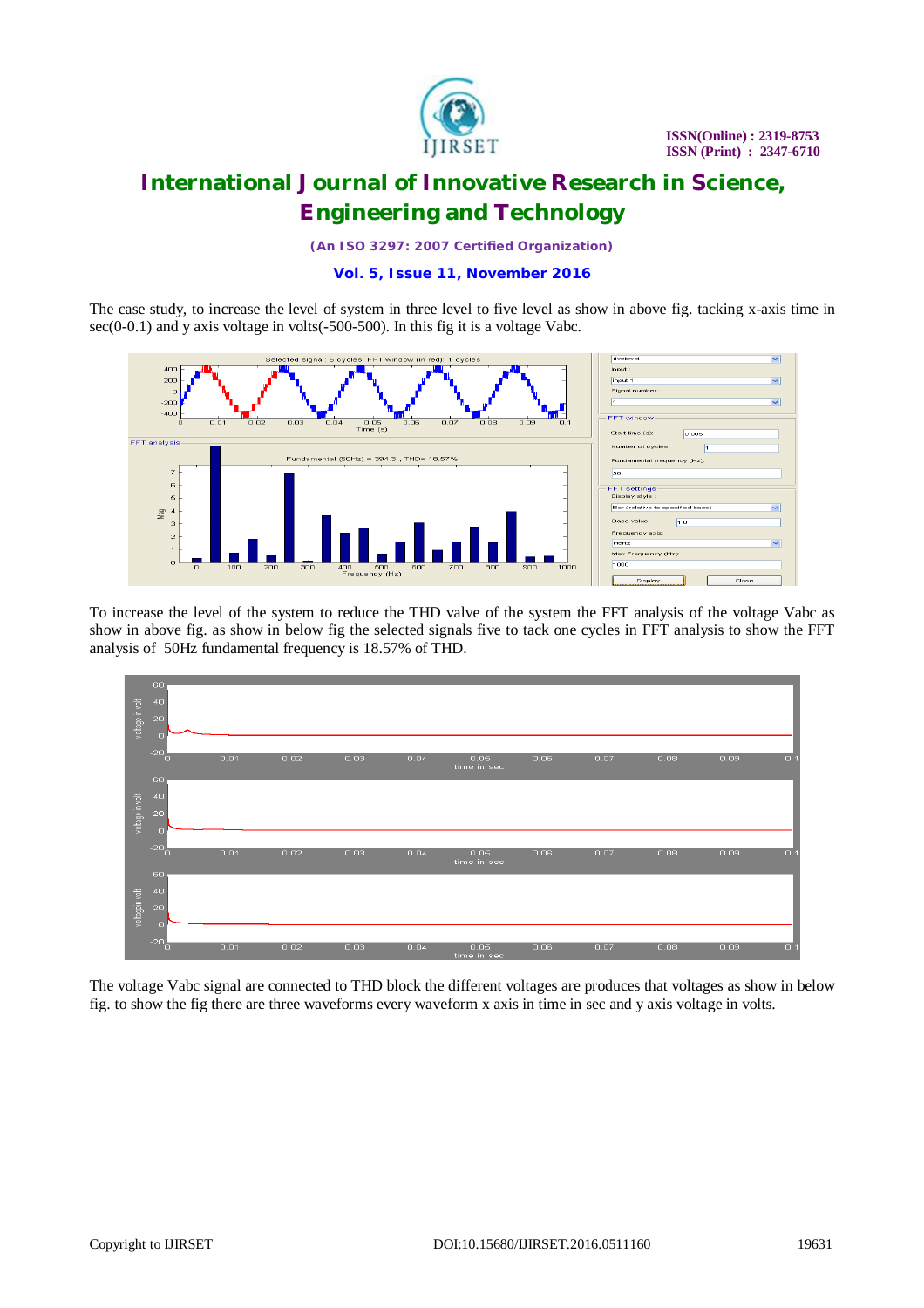The case study, to increase the level of system in three level to five level as show in above fig. tacking x-axis time in sec(0-0.1) and y axis voltage in volts(-500-500). In this fig it is a voltage Vabc.

To increase the level of the system to reduce the THD valve of the system the FFT analysis of the voltage Vabc as show in above fig. as show in below fig the selected signals five to tack one cycles in FFT analysis to show the FFT analysis of 50Hz fundamental frequency is 18.57% of THD.

The voltage Vabc signal are connected to THD block the different voltages are produces that voltages as show in below fig. to show the fig there are three waveforms every waveform x axis in time in sec and y axis voltage in volts.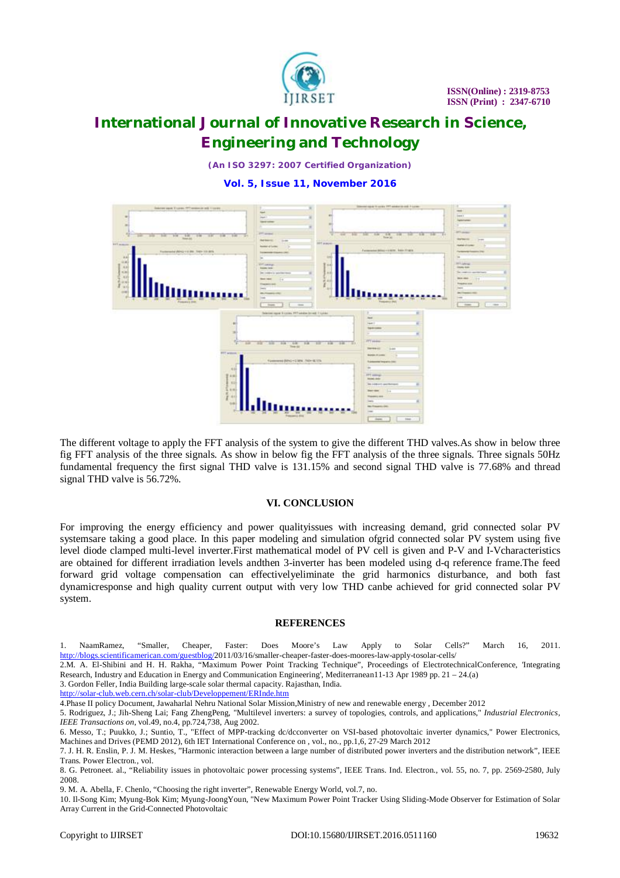The different voltage to apply the FFT analysis of the system to give the different THD valves.As show in below three fig FFT analysis of the three signals. As show in below fig the FFT analysis of the three signals. Three signals 50Hz fundamental frequency the first signal THD valve is 131.15% and second signal THD valve is 77.68% and thread signal THD valve is 56.72%.

## VI. CONCLUSION

For improving the energy efficiency and power qualityissues with increasing demand, grid connected solar PV systemsare taking a good place. In this paper modeling and simulation ofgrid connected solar PV system using five level diode clamped multi-level inverter.First mathematical model of PV cell is given and P-V and I-Vcharacteristics are obtained for different irradiation levels andthen 3-inverter has been modeled using d-q reference frame.The feed forward grid voltage compensation can effectivelyeliminate the grid harmonics disturbance, and both fast dynamicresponse and high quality current output with very low THD canbe achieved for grid connected solar PV system.

## REFERENCES

1. NaamRamez, "Smaller, Cheaper, Faster: Does Moore's Law Apply to Solar Cells?" March 16, 2011. http://blogs.scientificamerican.com/guestblog/2011/03/16/smaller-cheaper-faster-does-moores-law-apply-tosolar-cells/
2. M. A. El-Shibini and H. H. Rakha, "Maximum Power Point Tracking Technique", Proceedings of ElectrotechnicalConference, 'Integrating Research, Industry and Education in Energy and Communication Engineering', Mediterranean11-13 Apr 1989 pp. 21 – 24.(a)
3. Gordon Feller, India Building large-scale solar thermal capacity. Rajasthan, India. http://solar-club.web.cern.ch/solar-club/Developpement/ERInde.htm
4. Phase II policy Document, Jawaharlal Nehru National Solar Mission,Ministry of new and renewable energy , December 2012
5. Rodriguez, J.; Jih-Sheng Lai; Fang ZhengPeng, "Multilevel inverters: a survey of topologies, controls, and applications," *Industrial Electronics, IEEE Transactions on*, vol.49, no.4, pp.724,738, Aug 2002.
6. Messo, T.; Puukko, J.; Suntio, T., "Effect of MPP-tracking dc/dcconverter on VSI-based photovoltaic inverter dynamics," Power Electronics, Machines and Drives (PEMD 2012), 6th IET International Conference on , vol., no., pp.1,6, 27-29 March 2012
7. J. H. R. Enslin, P. J. M. Heskes, "Harmonic interaction between a large number of distributed power inverters and the distribution network", IEEE Trans. Power Electron., vol.
8. G. Petroneet. al., "Reliability issues in photovoltaic power processing systems", IEEE Trans. Ind. Electron., vol. 55, no. 7, pp. 2569-2580, July 2008.
9. M. A. Abella, F. Chenlo, "Choosing the right inverter", Renewable Energy World, vol.7, no.
10. Il-Song Kim; Myung-Bok Kim; Myung-JoongYoun, "New Maximum Power Point Tracker Using Sliding-Mode Observer for Estimation of Solar Array Current in the Grid-Connected Photovoltaic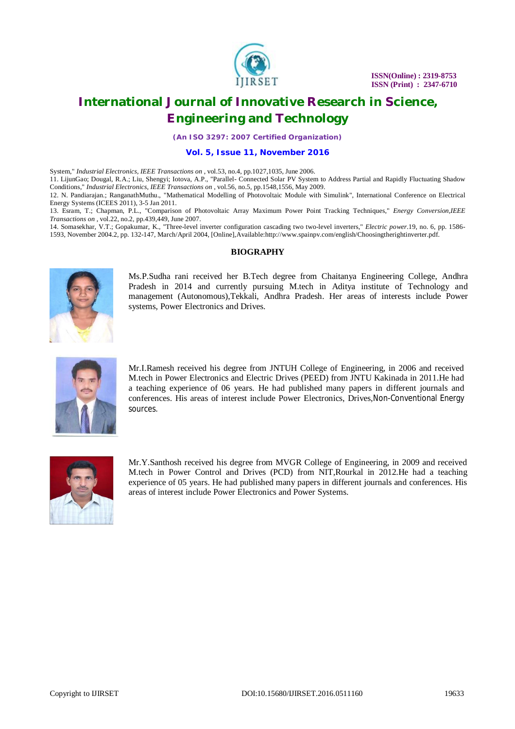System," *Industrial Electronics, IEEE Transactions on* , vol.53, no.4, pp.1027,1035, June 2006.

11. LijunGao; Dougal, R.A.; Liu, Shengyi; Iotova, A.P., "Parallel- Connected Solar PV System to Address Partial and Rapidly Fluctuating Shadow Conditions," *Industrial Electronics, IEEE Transactions on* , vol.56, no.5, pp.1548,1556, May 2009.

12. N. Pandiarajan.; RanganathMuthu., "Mathematical Modelling of Photovoltaic Module with Simulink", International Conference on Electrical Energy Systems (ICEES 2011), 3-5 Jan 2011.

13. Esram, T.; Chapman, P.L., "Comparison of Photovoltaic Array Maximum Power Point Tracking Techniques," *Energy Conversion,IEEE Transactions on* , vol.22, no.2, pp.439,449, June 2007.

14. Somasekhar, V.T.; Gopakumar, K., "Three-level inverter configuration cascading two two-level inverters," *Electric power*.19, no. 6, pp. 1586-1593, November 2004.2, pp. 132-147, March/April 2004, [Online],Available:http://www.spainpv.com/english/Choosingtherightinverter.pdf.

## BIOGRAPHY

Ms.P.Sudha rani received her B.Tech degree from Chaitanya Engineering College, Andhra Pradesh in 2014 and currently pursuing M.tech in Aditya institute of Technology and management (Autonomous),Tekkali, Andhra Pradesh. Her areas of interests include Power systems, Power Electronics and Drives.

Mr.I.Ramesh received his degree from JNTUH College of Engineering, in 2006 and received M.tech in Power Electronics and Electric Drives (PEED) from JNTU Kakinada in 2011.He had a teaching experience of 06 years. He had published many papers in different journals and conferences. His areas of interest include Power Electronics, Drives,Non-Conventional Energy sources.

Mr.Y.Santhosh received his degree from MVGR College of Engineering, in 2009 and received M.tech in Power Control and Drives (PCD) from NIT,Rourkal in 2012.He had a teaching experience of 05 years. He had published many papers in different journals and conferences. His areas of interest include Power Electronics and Power Systems.